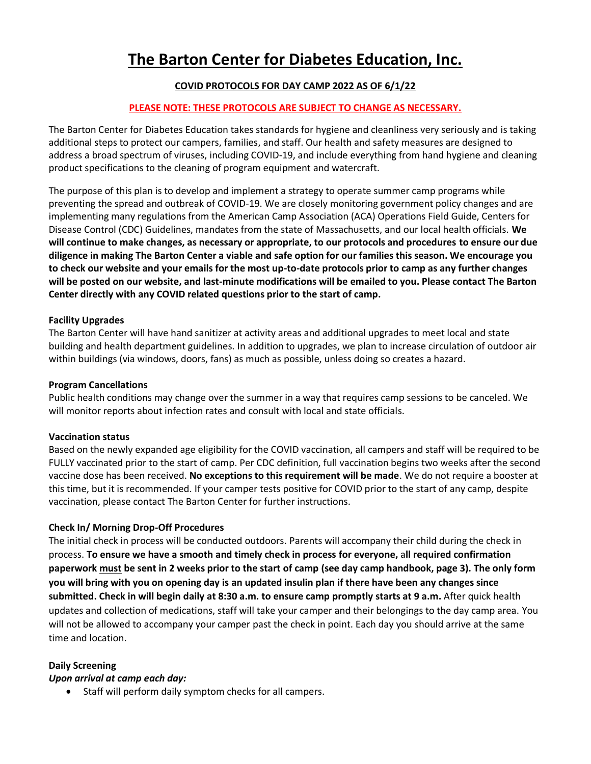# The Barton Center for Diabetes Education, Inc.

**COVID PROTOCOLS FOR DAY CAMP 2022 AS OF 6/1/22**

**PLEASE NOTE: THESE PROTOCOLS ARE SUBJECT TO CHANGE AS NECESSARY.**

The Barton Center for Diabetes Education takes standards for hygiene and cleanliness very seriously and is taking additional steps to protect our campers, families, and staff. Our health and safety measures are designed to address a broad spectrum of viruses, including COVID-19, and include everything from hand hygiene and cleaning product specifications to the cleaning of program equipment and watercraft.

The purpose of this plan is to develop and implement a strategy to operate summer camp programs while preventing the spread and outbreak of COVID-19. We are closely monitoring government policy changes and are implementing many regulations from the American Camp Association (ACA) Operations Field Guide, Centers for Disease Control (CDC) Guidelines, mandates from the state of Massachusetts, and our local health officials. **We will continue to make changes, as necessary or appropriate, to our protocols and procedures to ensure our due diligence in making The Barton Center a viable and safe option for our families this season. We encourage you to check our website and your emails for the most up-to-date protocols prior to camp as any further changes will be posted on our website, and last-minute modifications will be emailed to you. Please contact The Barton Center directly with any COVID related questions prior to the start of camp.**

**Facility Upgrades**

The Barton Center will have hand sanitizer at activity areas and additional upgrades to meet local and state building and health department guidelines. In addition to upgrades, we plan to increase circulation of outdoor air within buildings (via windows, doors, fans) as much as possible, unless doing so creates a hazard.

**Program Cancellations**

Public health conditions may change over the summer in a way that requires camp sessions to be canceled. We will monitor reports about infection rates and consult with local and state officials.

**Vaccination status**

Based on the newly expanded age eligibility for the COVID vaccination, all campers and staff will be required to be FULLY vaccinated prior to the start of camp. Per CDC definition, full vaccination begins two weeks after the second vaccine dose has been received. **No exceptions to this requirement will be made**. We do not require a booster at this time, but it is recommended. If your camper tests positive for COVID prior to the start of any camp, despite vaccination, please contact The Barton Center for further instructions.

**Check In/ Morning Drop-Off Procedures**

The initial check in process will be conducted outdoors. Parents will accompany their child during the check in process. **To ensure we have a smooth and timely check in process for everyone, all required confirmation paperwork <u>must</u> be sent in 2 weeks prior to the start of camp (see day camp handbook, page 3). The only form you will bring with you on opening day is an updated insulin plan if there have been any changes since submitted. Check in will begin daily at 8:30 a.m. to ensure camp promptly starts at 9 a.m.** After quick health updates and collection of medications, staff will take your camper and their belongings to the day camp area. You will not be allowed to accompany your camper past the check in point. Each day you should arrive at the same time and location.

**Daily Screening**

***Upon arrival at camp each day:***

- Staff will perform daily symptom checks for all campers.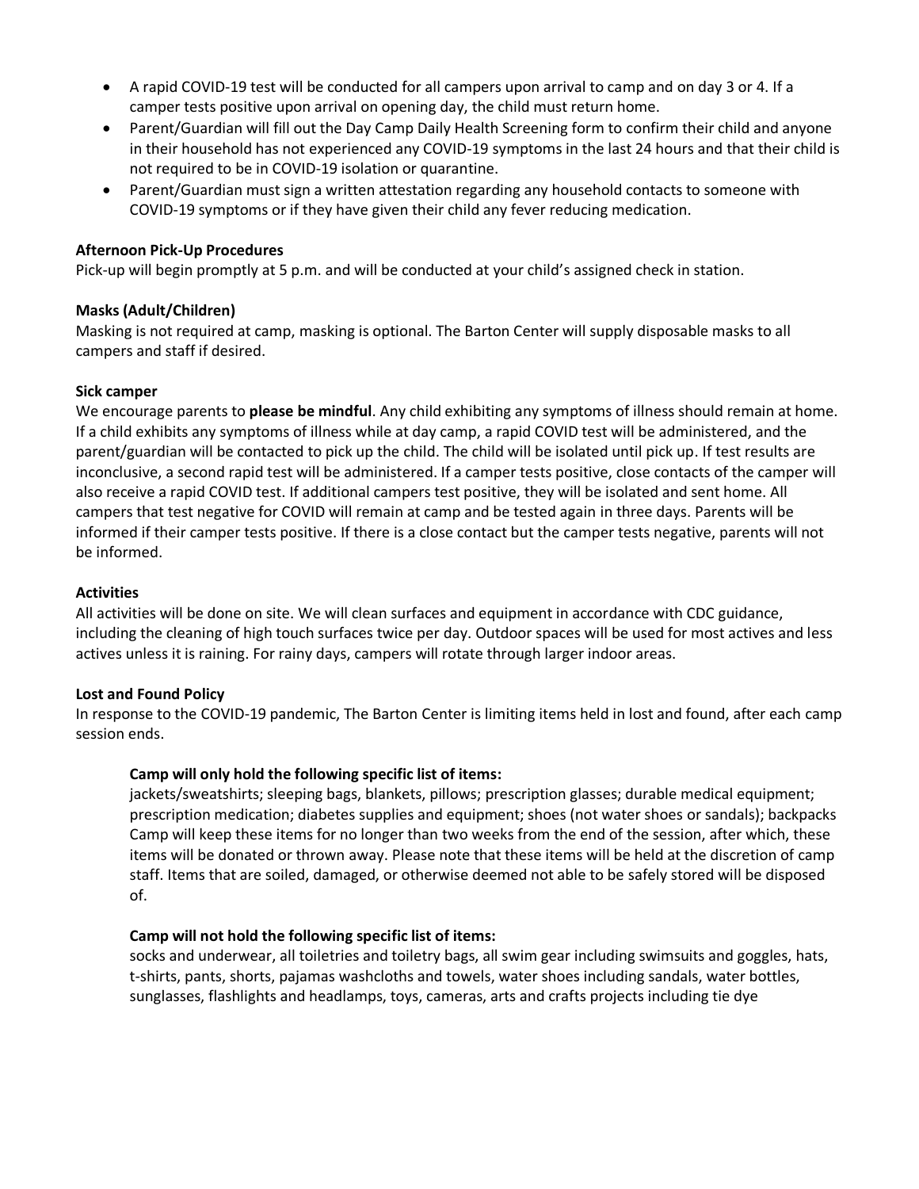- A rapid COVID-19 test will be conducted for all campers upon arrival to camp and on day 3 or 4. If a camper tests positive upon arrival on opening day, the child must return home.
- Parent/Guardian will fill out the Day Camp Daily Health Screening form to confirm their child and anyone in their household has not experienced any COVID-19 symptoms in the last 24 hours and that their child is not required to be in COVID-19 isolation or quarantine.
- Parent/Guardian must sign a written attestation regarding any household contacts to someone with COVID-19 symptoms or if they have given their child any fever reducing medication.

**Afternoon Pick-Up Procedures**

Pick-up will begin promptly at 5 p.m. and will be conducted at your child's assigned check in station.

**Masks (Adult/Children)**

Masking is not required at camp, masking is optional. The Barton Center will supply disposable masks to all campers and staff if desired.

**Sick camper**

We encourage parents to **please be mindful**. Any child exhibiting any symptoms of illness should remain at home. If a child exhibits any symptoms of illness while at day camp, a rapid COVID test will be administered, and the parent/guardian will be contacted to pick up the child. The child will be isolated until pick up. If test results are inconclusive, a second rapid test will be administered. If a camper tests positive, close contacts of the camper will also receive a rapid COVID test. If additional campers test positive, they will be isolated and sent home. All campers that test negative for COVID will remain at camp and be tested again in three days. Parents will be informed if their camper tests positive. If there is a close contact but the camper tests negative, parents will not be informed.

**Activities**

All activities will be done on site. We will clean surfaces and equipment in accordance with CDC guidance, including the cleaning of high touch surfaces twice per day. Outdoor spaces will be used for most actives and less actives unless it is raining. For rainy days, campers will rotate through larger indoor areas.

**Lost and Found Policy**

In response to the COVID-19 pandemic, The Barton Center is limiting items held in lost and found, after each camp session ends.

**Camp will only hold the following specific list of items:**

jackets/sweatshirts; sleeping bags, blankets, pillows; prescription glasses; durable medical equipment; prescription medication; diabetes supplies and equipment; shoes (not water shoes or sandals); backpacks
Camp will keep these items for no longer than two weeks from the end of the session, after which, these items will be donated or thrown away. Please note that these items will be held at the discretion of camp staff. Items that are soiled, damaged, or otherwise deemed not able to be safely stored will be disposed of.

**Camp will not hold the following specific list of items:**

socks and underwear, all toiletries and toiletry bags, all swim gear including swimsuits and goggles, hats, t-shirts, pants, shorts, pajamas washcloths and towels, water shoes including sandals, water bottles, sunglasses, flashlights and headlamps, toys, cameras, arts and crafts projects including tie dye